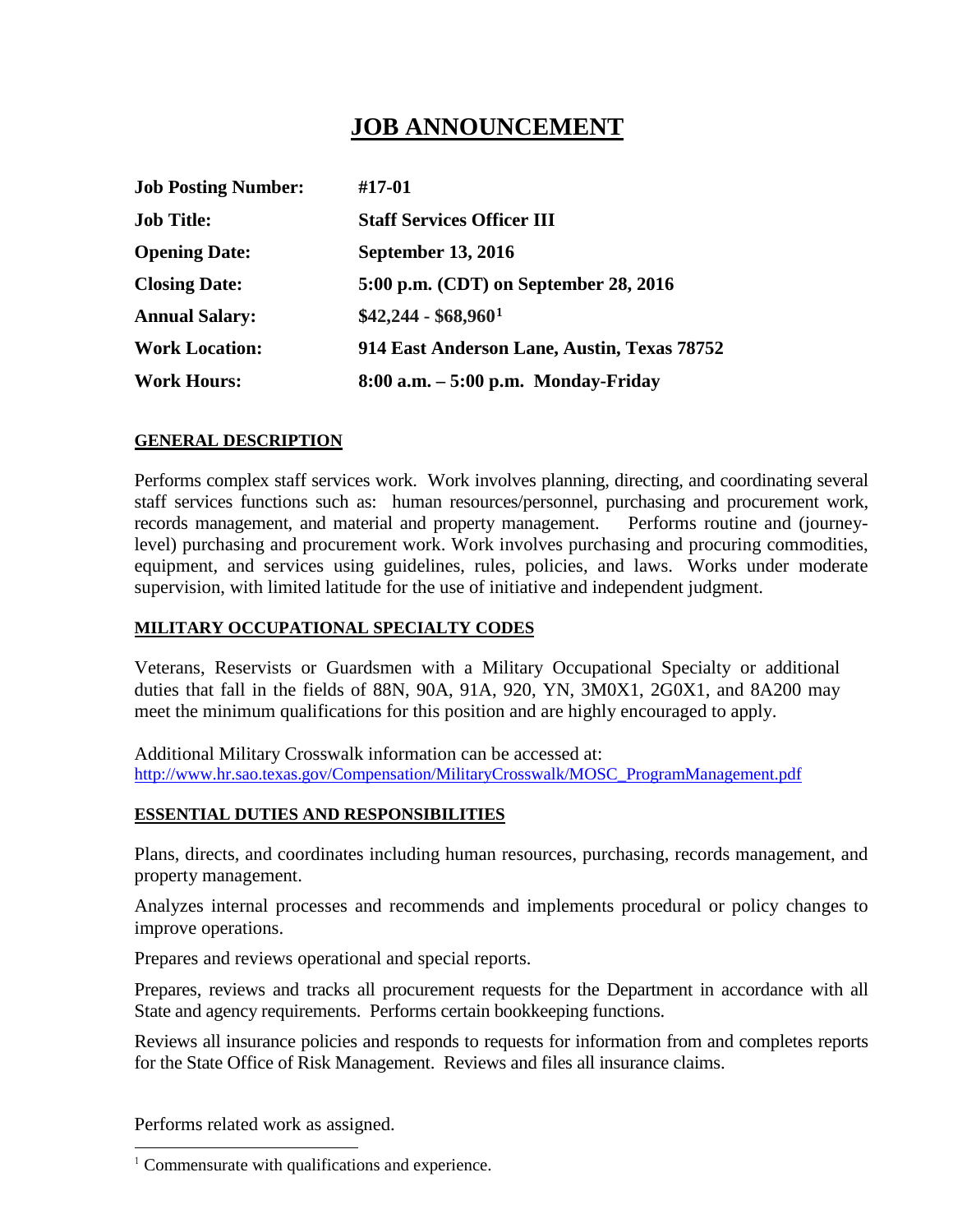# JOB ANNOUNCEMENT

| | |
|---|---|
| **Job Posting Number:** | **#17-01** |
| **Job Title:** | **Staff Services Officer III** |
| **Opening Date:** | **September 13, 2016** |
| **Closing Date:** | **5:00 p.m. (CDT) on September 28, 2016** |
| **Annual Salary:** | **$42,244 - $68,960[1]** |
| **Work Location:** | **914 East Anderson Lane, Austin, Texas 78752** |
| **Work Hours:** | **8:00 a.m. – 5:00 p.m. Monday-Friday** |

## GENERAL DESCRIPTION

Performs complex staff services work. Work involves planning, directing, and coordinating several staff services functions such as: human resources/personnel, purchasing and procurement work, records management, and material and property management. Performs routine and (journey-level) purchasing and procurement work. Work involves purchasing and procuring commodities, equipment, and services using guidelines, rules, policies, and laws. Works under moderate supervision, with limited latitude for the use of initiative and independent judgment.

## MILITARY OCCUPATIONAL SPECIALTY CODES

Veterans, Reservists or Guardsmen with a Military Occupational Specialty or additional duties that fall in the fields of 88N, 90A, 91A, 920, YN, 3M0X1, 2G0X1, and 8A200 may meet the minimum qualifications for this position and are highly encouraged to apply.

Additional Military Crosswalk information can be accessed at:
http://www.hr.sao.texas.gov/Compensation/MilitaryCrosswalk/MOSC_ProgramManagement.pdf

## ESSENTIAL DUTIES AND RESPONSIBILITIES

Plans, directs, and coordinates including human resources, purchasing, records management, and property management.

Analyzes internal processes and recommends and implements procedural or policy changes to improve operations.

Prepares and reviews operational and special reports.

Prepares, reviews and tracks all procurement requests for the Department in accordance with all State and agency requirements. Performs certain bookkeeping functions.

Reviews all insurance policies and responds to requests for information from and completes reports for the State Office of Risk Management. Reviews and files all insurance claims.

Performs related work as assigned.

---

[1] Commensurate with qualifications and experience.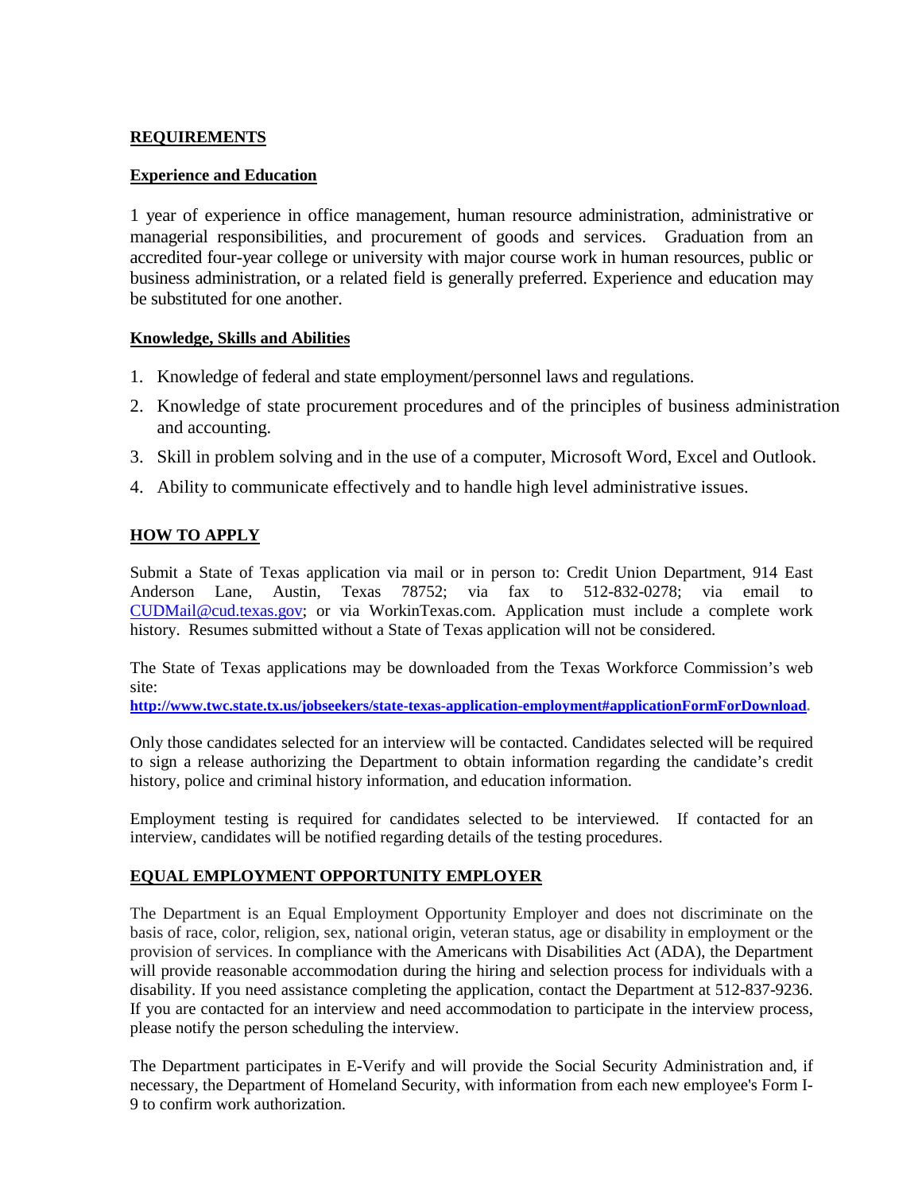## REQUIREMENTS

### Experience and Education

1 year of experience in office management, human resource administration, administrative or managerial responsibilities, and procurement of goods and services. Graduation from an accredited four-year college or university with major course work in human resources, public or business administration, or a related field is generally preferred. Experience and education may be substituted for one another.

### Knowledge, Skills and Abilities

1. Knowledge of federal and state employment/personnel laws and regulations.
2. Knowledge of state procurement procedures and of the principles of business administration and accounting.
3. Skill in problem solving and in the use of a computer, Microsoft Word, Excel and Outlook.
4. Ability to communicate effectively and to handle high level administrative issues.

## HOW TO APPLY

Submit a State of Texas application via mail or in person to: Credit Union Department, 914 East Anderson Lane, Austin, Texas 78752; via fax to 512-832-0278; via email to CUDMail@cud.texas.gov; or via WorkinTexas.com. Application must include a complete work history. Resumes submitted without a State of Texas application will not be considered.

The State of Texas applications may be downloaded from the Texas Workforce Commission's web site: **http://www.twc.state.tx.us/jobseekers/state-texas-application-employment#applicationFormForDownload**.

Only those candidates selected for an interview will be contacted. Candidates selected will be required to sign a release authorizing the Department to obtain information regarding the candidate's credit history, police and criminal history information, and education information.

Employment testing is required for candidates selected to be interviewed. If contacted for an interview, candidates will be notified regarding details of the testing procedures.

## EQUAL EMPLOYMENT OPPORTUNITY EMPLOYER

The Department is an Equal Employment Opportunity Employer and does not discriminate on the basis of race, color, religion, sex, national origin, veteran status, age or disability in employment or the provision of services. In compliance with the Americans with Disabilities Act (ADA), the Department will provide reasonable accommodation during the hiring and selection process for individuals with a disability. If you need assistance completing the application, contact the Department at 512-837-9236. If you are contacted for an interview and need accommodation to participate in the interview process, please notify the person scheduling the interview.

The Department participates in E-Verify and will provide the Social Security Administration and, if necessary, the Department of Homeland Security, with information from each new employee's Form I-9 to confirm work authorization.